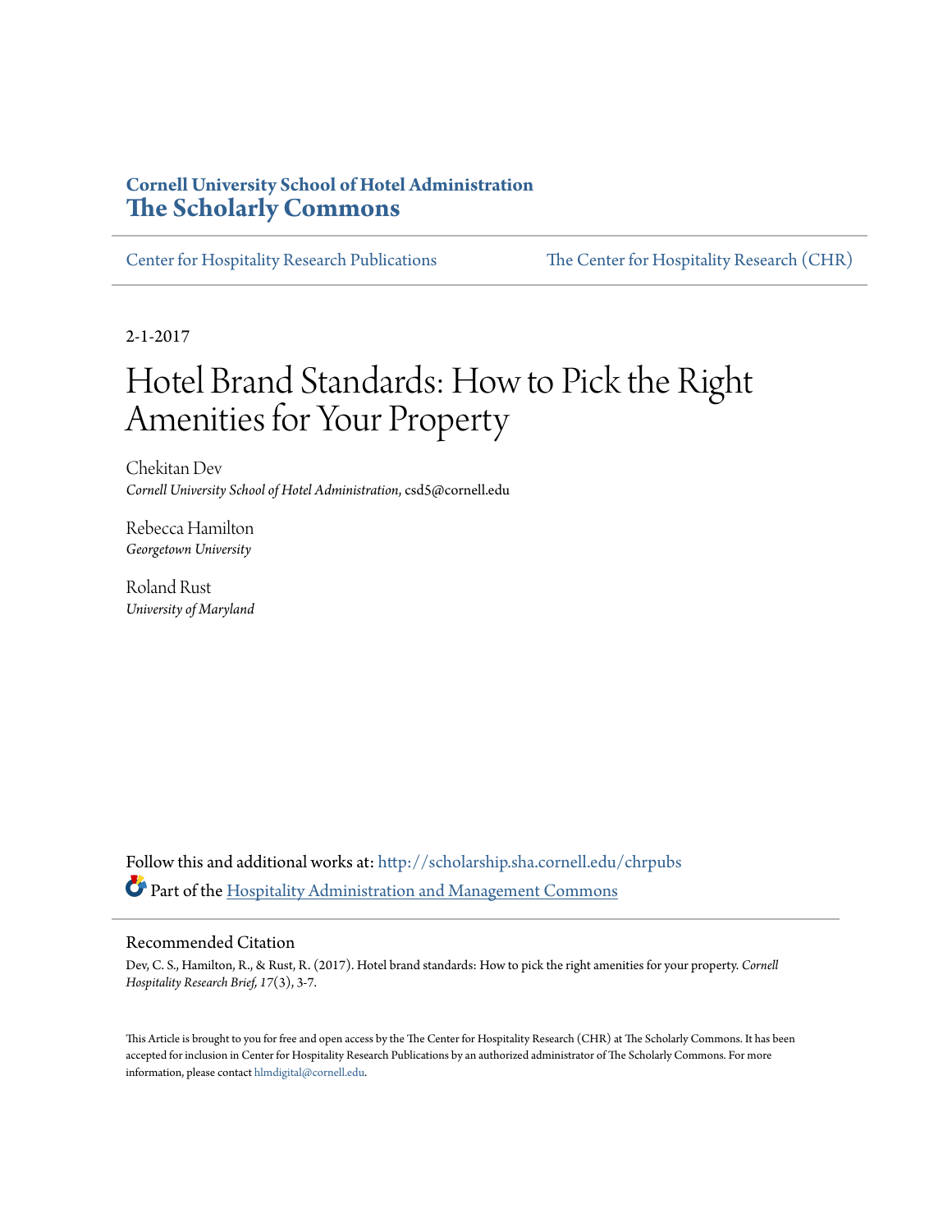**Cornell University School of Hotel Administration**
**The Scholarly Commons**

Center for Hospitality Research Publications | The Center for Hospitality Research (CHR)

2-1-2017

# Hotel Brand Standards: How to Pick the Right Amenities for Your Property

Chekitan Dev
*Cornell University School of Hotel Administration*, csd5@cornell.edu

Rebecca Hamilton
*Georgetown University*

Roland Rust
*University of Maryland*

Follow this and additional works at: http://scholarship.sha.cornell.edu/chrpubs

Part of the Hospitality Administration and Management Commons

## Recommended Citation

Dev, C. S., Hamilton, R., & Rust, R. (2017). Hotel brand standards: How to pick the right amenities for your property. *Cornell Hospitality Research Brief, 17*(3), 3-7.

This Article is brought to you for free and open access by the The Center for Hospitality Research (CHR) at The Scholarly Commons. It has been accepted for inclusion in Center for Hospitality Research Publications by an authorized administrator of The Scholarly Commons. For more information, please contact hlmdigital@cornell.edu.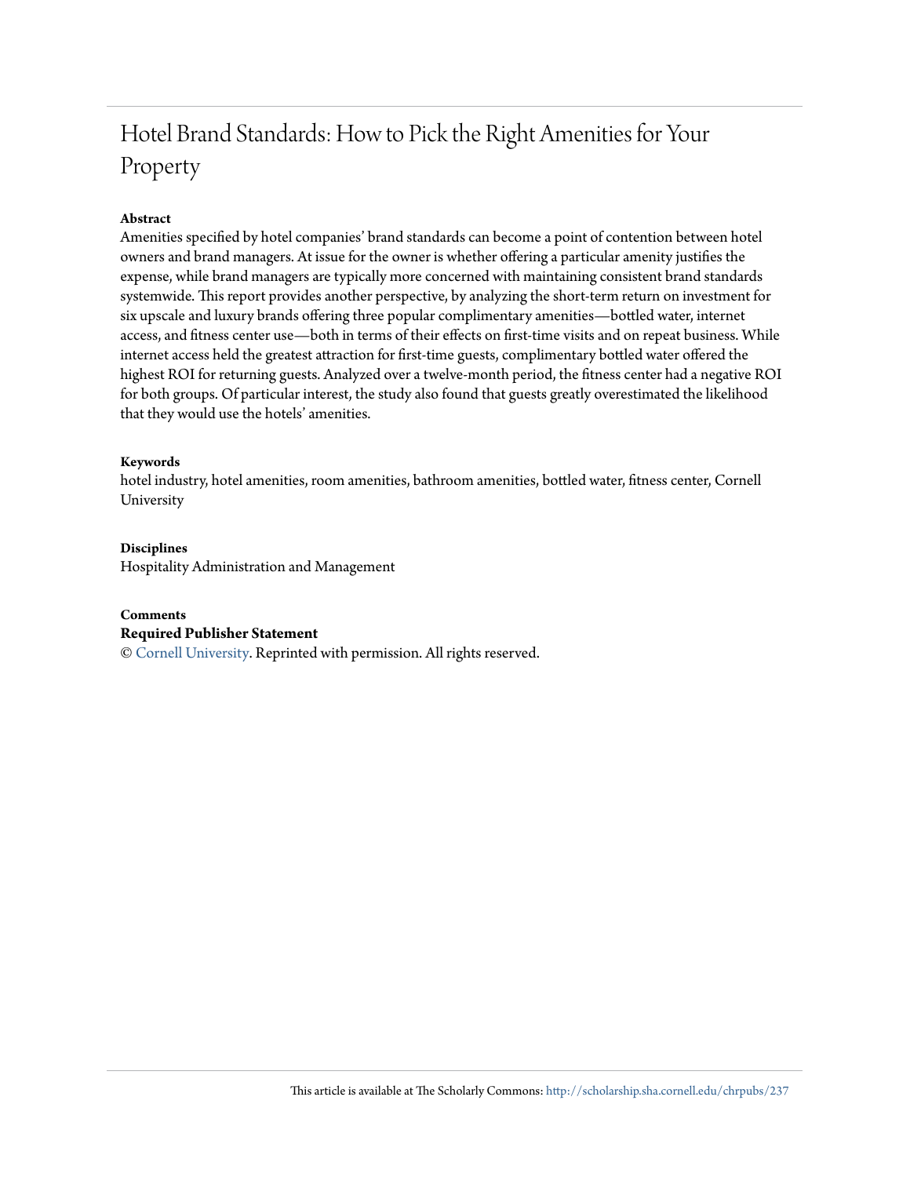# Hotel Brand Standards: How to Pick the Right Amenities for Your Property

**Abstract**

Amenities specified by hotel companies' brand standards can become a point of contention between hotel owners and brand managers. At issue for the owner is whether offering a particular amenity justifies the expense, while brand managers are typically more concerned with maintaining consistent brand standards systemwide. This report provides another perspective, by analyzing the short-term return on investment for six upscale and luxury brands offering three popular complimentary amenities—bottled water, internet access, and fitness center use—both in terms of their effects on first-time visits and on repeat business. While internet access held the greatest attraction for first-time guests, complimentary bottled water offered the highest ROI for returning guests. Analyzed over a twelve-month period, the fitness center had a negative ROI for both groups. Of particular interest, the study also found that guests greatly overestimated the likelihood that they would use the hotels' amenities.

**Keywords**

hotel industry, hotel amenities, room amenities, bathroom amenities, bottled water, fitness center, Cornell University

**Disciplines**

Hospitality Administration and Management

**Comments**

**Required Publisher Statement**

© Cornell University. Reprinted with permission. All rights reserved.

This article is available at The Scholarly Commons: http://scholarship.sha.cornell.edu/chrpubs/237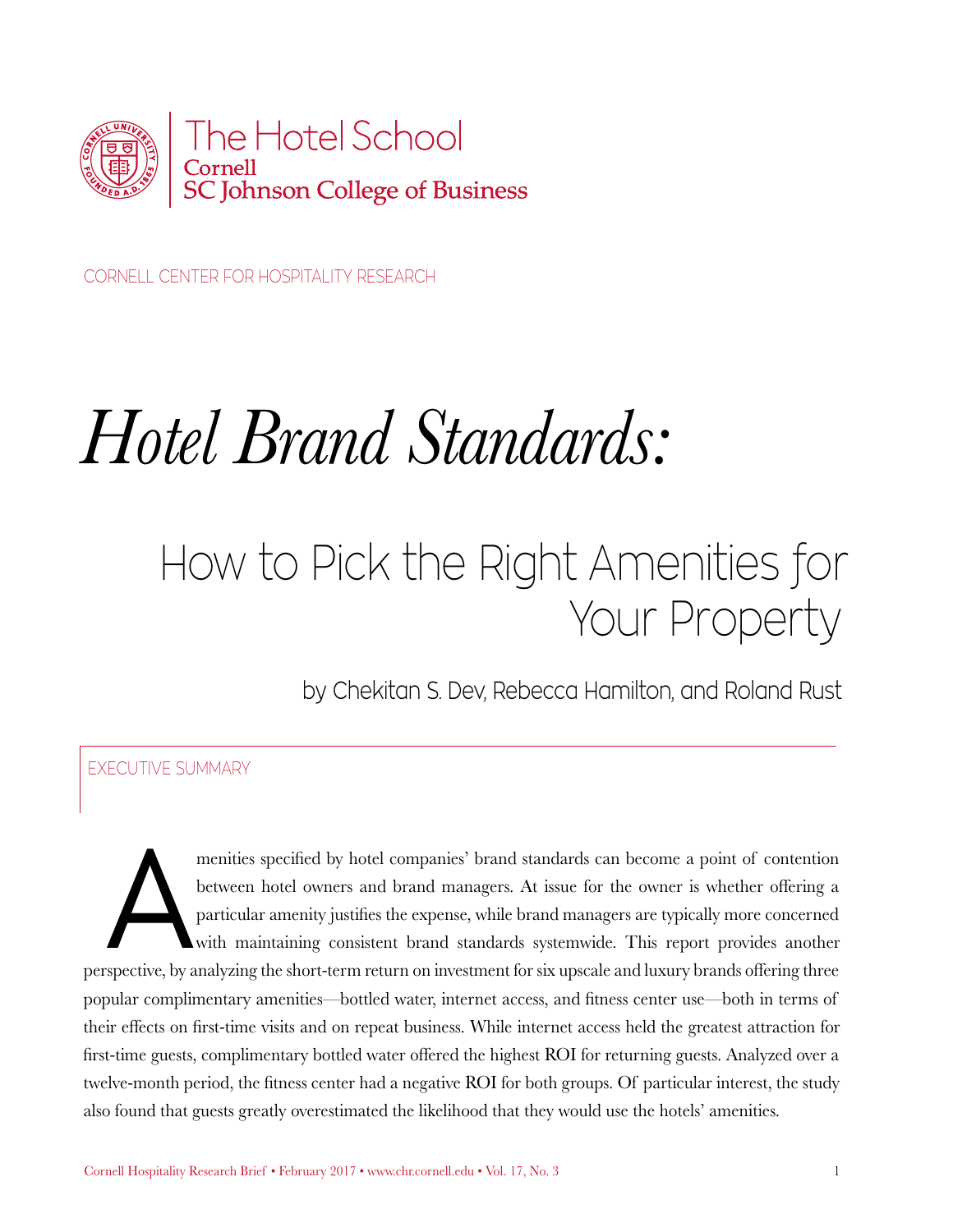The Hotel School
Cornell
SC Johnson College of Business

CORNELL CENTER FOR HOSPITALITY RESEARCH

# *Hotel Brand Standards:*

## How to Pick the Right Amenities for Your Property

by Chekitan S. Dev, Rebecca Hamilton, and Roland Rust

### EXECUTIVE SUMMARY

Amenities specified by hotel companies' brand standards can become a point of contention between hotel owners and brand managers. At issue for the owner is whether offering a particular amenity justifies the expense, while brand managers are typically more concerned with maintaining consistent brand standards systemwide. This report provides another perspective, by analyzing the short-term return on investment for six upscale and luxury brands offering three popular complimentary amenities—bottled water, internet access, and fitness center use—both in terms of their effects on first-time visits and on repeat business. While internet access held the greatest attraction for first-time guests, complimentary bottled water offered the highest ROI for returning guests. Analyzed over a twelve-month period, the fitness center had a negative ROI for both groups. Of particular interest, the study also found that guests greatly overestimated the likelihood that they would use the hotels' amenities.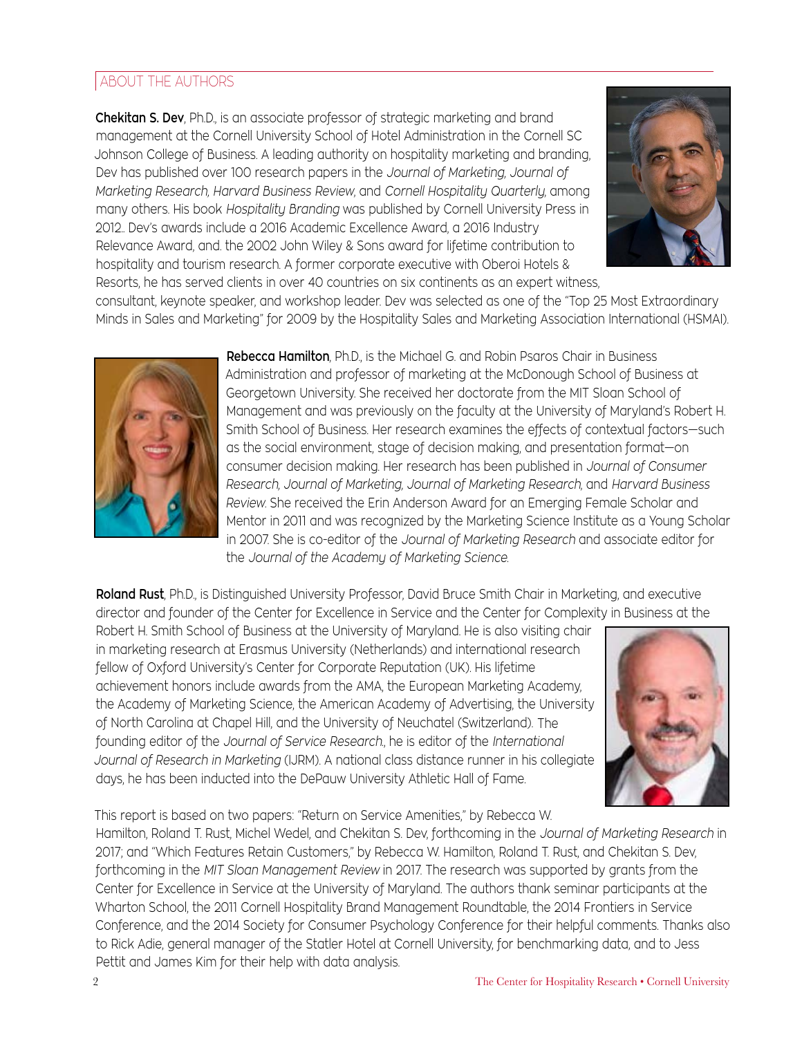## ABOUT THE AUTHORS

**Chekitan S. Dev**, Ph.D., is an associate professor of strategic marketing and brand management at the Cornell University School of Hotel Administration in the Cornell SC Johnson College of Business. A leading authority on hospitality marketing and branding, Dev has published over 100 research papers in the *Journal of Marketing, Journal of Marketing Research, Harvard Business Review,* and *Cornell Hospitality Quarterly,* among many others. His book *Hospitality Branding* was published by Cornell University Press in 2012.. Dev's awards include a 2016 Academic Excellence Award, a 2016 Industry Relevance Award, and. the 2002 John Wiley & Sons award for lifetime contribution to hospitality and tourism research. A former corporate executive with Oberoi Hotels & Resorts, he has served clients in over 40 countries on six continents as an expert witness, consultant, keynote speaker, and workshop leader. Dev was selected as one of the "Top 25 Most Extraordinary Minds in Sales and Marketing" for 2009 by the Hospitality Sales and Marketing Association International (HSMAI).

**Rebecca Hamilton**, Ph.D., is the Michael G. and Robin Psaros Chair in Business Administration and professor of marketing at the McDonough School of Business at Georgetown University. She received her doctorate from the MIT Sloan School of Management and was previously on the faculty at the University of Maryland's Robert H. Smith School of Business. Her research examines the effects of contextual factors—such as the social environment, stage of decision making, and presentation format—on consumer decision making. Her research has been published in *Journal of Consumer Research, Journal of Marketing, Journal of Marketing Research,* and *Harvard Business Review.* She received the Erin Anderson Award for an Emerging Female Scholar and Mentor in 2011 and was recognized by the Marketing Science Institute as a Young Scholar in 2007. She is co-editor of the *Journal of Marketing Research* and associate editor for the *Journal of the Academy of Marketing Science.*

**Roland Rust**, Ph.D., is Distinguished University Professor, David Bruce Smith Chair in Marketing, and executive director and founder of the Center for Excellence in Service and the Center for Complexity in Business at the Robert H. Smith School of Business at the University of Maryland. He is also visiting chair in marketing research at Erasmus University (Netherlands) and international research fellow of Oxford University's Center for Corporate Reputation (UK). His lifetime achievement honors include awards from the AMA, the European Marketing Academy, the Academy of Marketing Science, the American Academy of Advertising, the University of North Carolina at Chapel Hill, and the University of Neuchatel (Switzerland). The founding editor of the *Journal of Service Research.*, he is editor of the *International Journal of Research in Marketing* (IJRM). A national class distance runner in his collegiate days, he has been inducted into the DePauw University Athletic Hall of Fame.

This report is based on two papers: "Return on Service Amenities," by Rebecca W. Hamilton, Roland T. Rust, Michel Wedel, and Chekitan S. Dev, forthcoming in the *Journal of Marketing Research* in 2017; and "Which Features Retain Customers," by Rebecca W. Hamilton, Roland T. Rust, and Chekitan S. Dev, forthcoming in the *MIT Sloan Management Review* in 2017. The research was supported by grants from the Center for Excellence in Service at the University of Maryland. The authors thank seminar participants at the Wharton School, the 2011 Cornell Hospitality Brand Management Roundtable, the 2014 Frontiers in Service Conference, and the 2014 Society for Consumer Psychology Conference for their helpful comments. Thanks also to Rick Adie, general manager of the Statler Hotel at Cornell University, for benchmarking data, and to Jess Pettit and James Kim for their help with data analysis.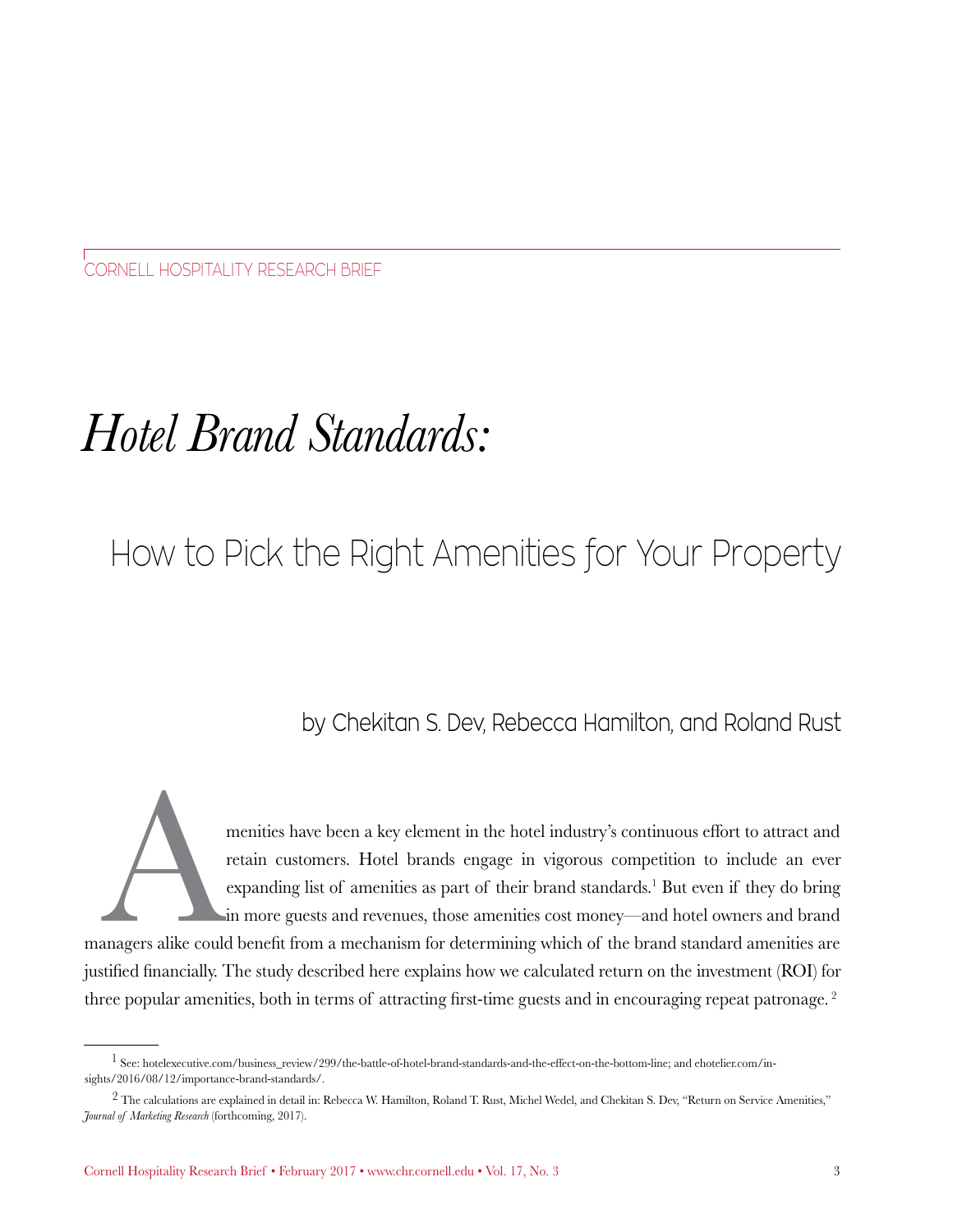CORNELL HOSPITALITY RESEARCH BRIEF

# *Hotel Brand Standards:*

## How to Pick the Right Amenities for Your Property

by Chekitan S. Dev, Rebecca Hamilton, and Roland Rust

Amenities have been a key element in the hotel industry's continuous effort to attract and retain customers. Hotel brands engage in vigorous competition to include an ever expanding list of amenities as part of their brand standards.[1] But even if they do bring in more guests and revenues, those amenities cost money—and hotel owners and brand managers alike could benefit from a mechanism for determining which of the brand standard amenities are justified financially. The study described here explains how we calculated return on the investment (ROI) for three popular amenities, both in terms of attracting first-time guests and in encouraging repeat patronage.[2]

---

[1] See: hotelexecutive.com/business_review/299/the-battle-of-hotel-brand-standards-and-the-effect-on-the-bottom-line; and ehotelier.com/insights/2016/08/12/importance-brand-standards/.

[2] The calculations are explained in detail in: Rebecca W. Hamilton, Roland T. Rust, Michel Wedel, and Chekitan S. Dev, "Return on Service Amenities," *Journal of Marketing Research* (forthcoming, 2017).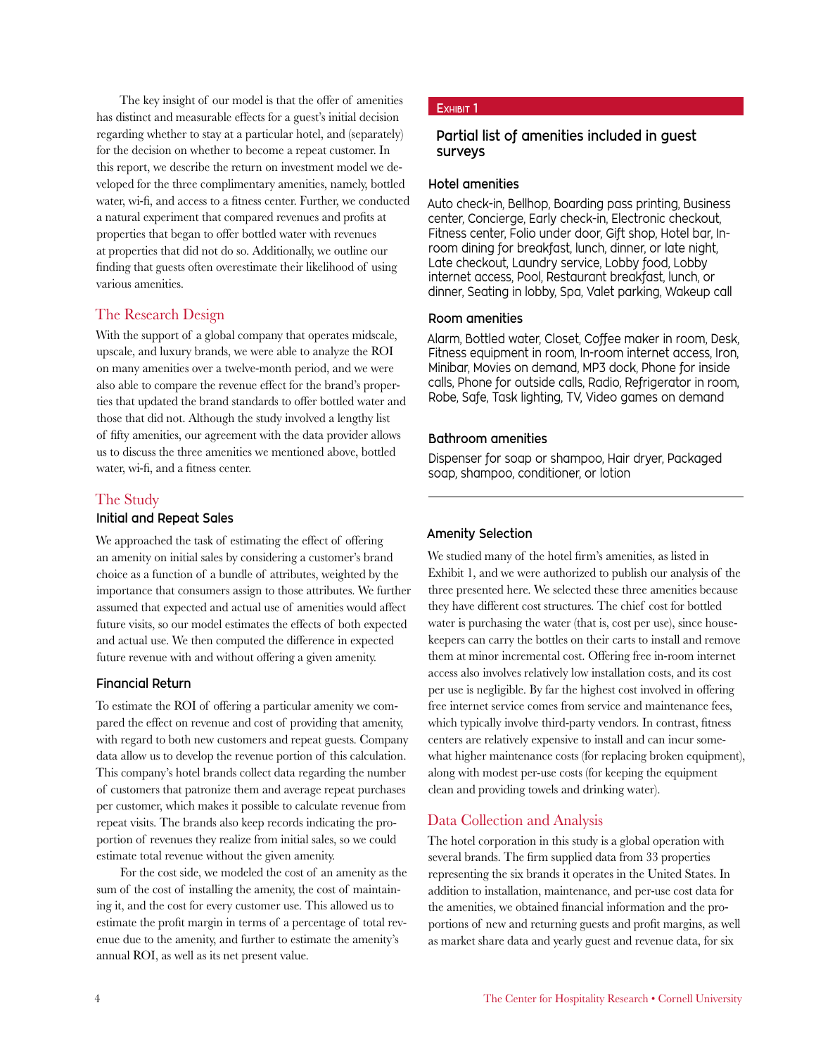The key insight of our model is that the offer of amenities has distinct and measurable effects for a guest's initial decision regarding whether to stay at a particular hotel, and (separately) for the decision on whether to become a repeat customer. In this report, we describe the return on investment model we developed for the three complimentary amenities, namely, bottled water, wi-fi, and access to a fitness center. Further, we conducted a natural experiment that compared revenues and profits at properties that began to offer bottled water with revenues at properties that did not do so. Additionally, we outline our finding that guests often overestimate their likelihood of using various amenities.

## The Research Design

With the support of a global company that operates midscale, upscale, and luxury brands, we were able to analyze the ROI on many amenities over a twelve-month period, and we were also able to compare the revenue effect for the brand's properties that updated the brand standards to offer bottled water and those that did not. Although the study involved a lengthy list of fifty amenities, our agreement with the data provider allows us to discuss the three amenities we mentioned above, bottled water, wi-fi, and a fitness center.

## The Study

### Initial and Repeat Sales

We approached the task of estimating the effect of offering an amenity on initial sales by considering a customer's brand choice as a function of a bundle of attributes, weighted by the importance that consumers assign to those attributes. We further assumed that expected and actual use of amenities would affect future visits, so our model estimates the effects of both expected and actual use. We then computed the difference in expected future revenue with and without offering a given amenity.

### Financial Return

To estimate the ROI of offering a particular amenity we compared the effect on revenue and cost of providing that amenity, with regard to both new customers and repeat guests. Company data allow us to develop the revenue portion of this calculation. This company's hotel brands collect data regarding the number of customers that patronize them and average repeat purchases per customer, which makes it possible to calculate revenue from repeat visits. The brands also keep records indicating the proportion of revenues they realize from initial sales, so we could estimate total revenue without the given amenity.

For the cost side, we modeled the cost of an amenity as the sum of the cost of installing the amenity, the cost of maintaining it, and the cost for every customer use. This allowed us to estimate the profit margin in terms of a percentage of total revenue due to the amenity, and further to estimate the amenity's annual ROI, as well as its net present value.

**Exhibit 1**

**Partial list of amenities included in guest surveys**

**Hotel amenities**

Auto check-in, Bellhop, Boarding pass printing, Business center, Concierge, Early check-in, Electronic checkout, Fitness center, Folio under door, Gift shop, Hotel bar, In-room dining for breakfast, lunch, dinner, or late night, Late checkout, Laundry service, Lobby food, Lobby internet access, Pool, Restaurant breakfast, lunch, or dinner, Seating in lobby, Spa, Valet parking, Wakeup call

**Room amenities**

Alarm, Bottled water, Closet, Coffee maker in room, Desk, Fitness equipment in room, In-room internet access, Iron, Minibar, Movies on demand, MP3 dock, Phone for inside calls, Phone for outside calls, Radio, Refrigerator in room, Robe, Safe, Task lighting, TV, Video games on demand

**Bathroom amenities**

Dispenser for soap or shampoo, Hair dryer, Packaged soap, shampoo, conditioner, or lotion

### Amenity Selection

We studied many of the hotel firm's amenities, as listed in Exhibit 1, and we were authorized to publish our analysis of the three presented here. We selected these three amenities because they have different cost structures. The chief cost for bottled water is purchasing the water (that is, cost per use), since housekeepers can carry the bottles on their carts to install and remove them at minor incremental cost. Offering free in-room internet access also involves relatively low installation costs, and its cost per use is negligible. By far the highest cost involved in offering free internet service comes from service and maintenance fees, which typically involve third-party vendors. In contrast, fitness centers are relatively expensive to install and can incur somewhat higher maintenance costs (for replacing broken equipment), along with modest per-use costs (for keeping the equipment clean and providing towels and drinking water).

## Data Collection and Analysis

The hotel corporation in this study is a global operation with several brands. The firm supplied data from 33 properties representing the six brands it operates in the United States. In addition to installation, maintenance, and per-use cost data for the amenities, we obtained financial information and the proportions of new and returning guests and profit margins, as well as market share data and yearly guest and revenue data, for six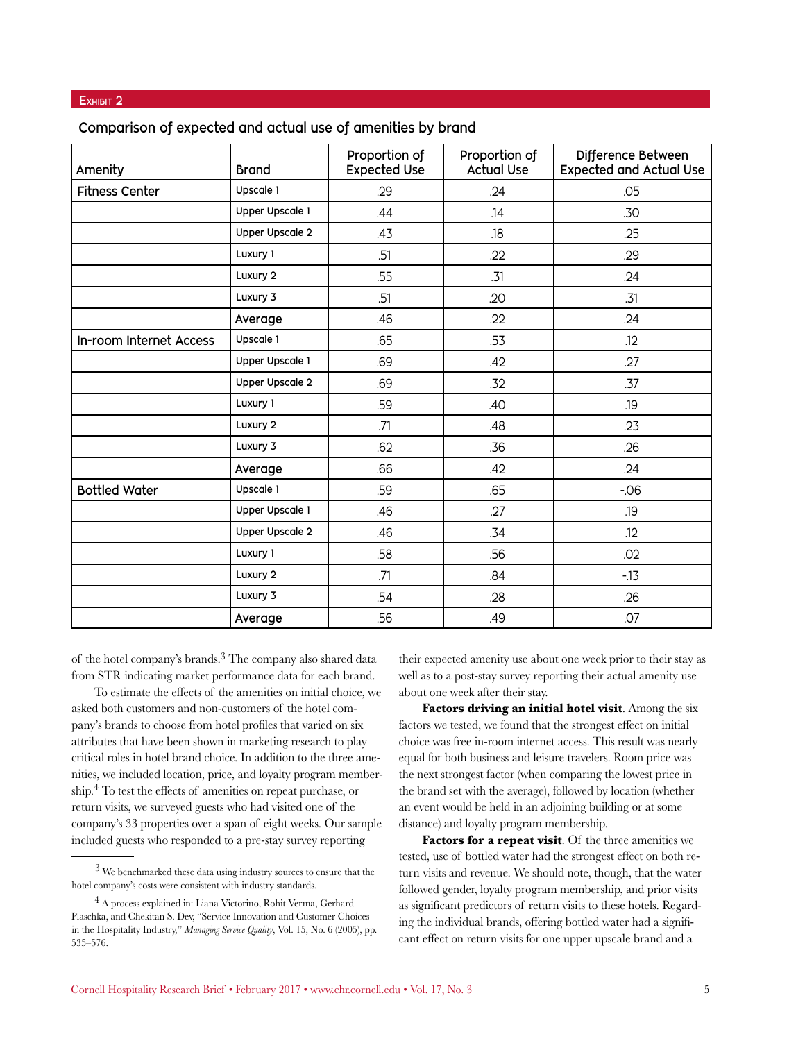**Exhibit 2**

## Comparison of expected and actual use of amenities by brand

| Amenity | Brand | Proportion of Expected Use | Proportion of Actual Use | Difference Between Expected and Actual Use |
|---|---|---|---|---|
| Fitness Center | Upscale 1 | .29 | .24 | .05 |
| | Upper Upscale 1 | .44 | .14 | .30 |
| | Upper Upscale 2 | .43 | .18 | .25 |
| | Luxury 1 | .51 | .22 | .29 |
| | Luxury 2 | .55 | .31 | .24 |
| | Luxury 3 | .51 | .20 | .31 |
| | Average | .46 | .22 | .24 |
| In-room Internet Access | Upscale 1 | .65 | .53 | .12 |
| | Upper Upscale 1 | .69 | .42 | .27 |
| | Upper Upscale 2 | .69 | .32 | .37 |
| | Luxury 1 | .59 | .40 | .19 |
| | Luxury 2 | .71 | .48 | .23 |
| | Luxury 3 | .62 | .36 | .26 |
| | Average | .66 | .42 | .24 |
| Bottled Water | Upscale 1 | .59 | .65 | -.06 |
| | Upper Upscale 1 | .46 | .27 | .19 |
| | Upper Upscale 2 | .46 | .34 | .12 |
| | Luxury 1 | .58 | .56 | .02 |
| | Luxury 2 | .71 | .84 | -.13 |
| | Luxury 3 | .54 | .28 | .26 |
| | Average | .56 | .49 | .07 |

of the hotel company's brands.[3] The company also shared data from STR indicating market performance data for each brand.

To estimate the effects of the amenities on initial choice, we asked both customers and non-customers of the hotel company's brands to choose from hotel profiles that varied on six attributes that have been shown in marketing research to play critical roles in hotel brand choice. In addition to the three amenities, we included location, price, and loyalty program membership.[4] To test the effects of amenities on repeat purchase, or return visits, we surveyed guests who had visited one of the company's 33 properties over a span of eight weeks. Our sample included guests who responded to a pre-stay survey reporting their expected amenity use about one week prior to their stay as well as to a post-stay survey reporting their actual amenity use about one week after their stay.

**Factors driving an initial hotel visit**. Among the six factors we tested, we found that the strongest effect on initial choice was free in-room internet access. This result was nearly equal for both business and leisure travelers. Room price was the next strongest factor (when comparing the lowest price in the brand set with the average), followed by location (whether an event would be held in an adjoining building or at some distance) and loyalty program membership.

**Factors for a repeat visit**. Of the three amenities we tested, use of bottled water had the strongest effect on both return visits and revenue. We should note, though, that the water followed gender, loyalty program membership, and prior visits as significant predictors of return visits to these hotels. Regarding the individual brands, offering bottled water had a significant effect on return visits for one upper upscale brand and a

---

[3] We benchmarked these data using industry sources to ensure that the hotel company's costs were consistent with industry standards.

[4] A process explained in: Liana Victorino, Rohit Verma, Gerhard Plaschka, and Chekitan S. Dev, "Service Innovation and Customer Choices in the Hospitality Industry," *Managing Service Quality*, Vol. 15, No. 6 (2005), pp. 535–576.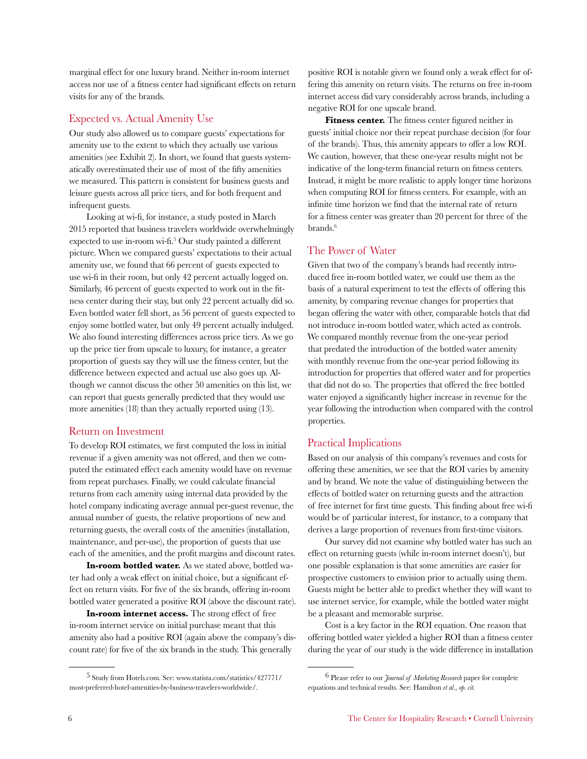marginal effect for one luxury brand. Neither in-room internet access nor use of a fitness center had significant effects on return visits for any of the brands.

## Expected vs. Actual Amenity Use

Our study also allowed us to compare guests' expectations for amenity use to the extent to which they actually use various amenities (see Exhibit 2). In short, we found that guests systematically overestimated their use of most of the fifty amenities we measured. This pattern is consistent for business guests and leisure guests across all price tiers, and for both frequent and infrequent guests.

Looking at wi-fi, for instance, a study posted in March 2015 reported that business travelers worldwide overwhelmingly expected to use in-room wi-fi.[5] Our study painted a different picture. When we compared guests' expectations to their actual amenity use, we found that 66 percent of guests expected to use wi-fi in their room, but only 42 percent actually logged on. Similarly, 46 percent of guests expected to work out in the fitness center during their stay, but only 22 percent actually did so. Even bottled water fell short, as 56 percent of guests expected to enjoy some bottled water, but only 49 percent actually indulged. We also found interesting differences across price tiers. As we go up the price tier from upscale to luxury, for instance, a greater proportion of guests say they will use the fitness center, but the difference between expected and actual use also goes up. Although we cannot discuss the other 50 amenities on this list, we can report that guests generally predicted that they would use more amenities (18) than they actually reported using (13).

## Return on Investment

To develop ROI estimates, we first computed the loss in initial revenue if a given amenity was not offered, and then we computed the estimated effect each amenity would have on revenue from repeat purchases. Finally, we could calculate financial returns from each amenity using internal data provided by the hotel company indicating average annual per-guest revenue, the annual number of guests, the relative proportions of new and returning guests, the overall costs of the amenities (installation, maintenance, and per-use), the proportion of guests that use each of the amenities, and the profit margins and discount rates.

**In-room bottled water.** As we stated above, bottled water had only a weak effect on initial choice, but a significant effect on return visits. For five of the six brands, offering in-room bottled water generated a positive ROI (above the discount rate).

**In-room internet access.** The strong effect of free in-room internet service on initial purchase meant that this amenity also had a positive ROI (again above the company's discount rate) for five of the six brands in the study. This generally positive ROI is notable given we found only a weak effect for offering this amenity on return visits. The returns on free in-room internet access did vary considerably across brands, including a negative ROI for one upscale brand.

**Fitness center.** The fitness center figured neither in guests' initial choice nor their repeat purchase decision (for four of the brands). Thus, this amenity appears to offer a low ROI. We caution, however, that these one-year results might not be indicative of the long-term financial return on fitness centers. Instead, it might be more realistic to apply longer time horizons when computing ROI for fitness centers. For example, with an infinite time horizon we find that the internal rate of return for a fitness center was greater than 20 percent for three of the brands.[6]

## The Power of Water

Given that two of the company's brands had recently introduced free in-room bottled water, we could use them as the basis of a natural experiment to test the effects of offering this amenity, by comparing revenue changes for properties that began offering the water with other, comparable hotels that did not introduce in-room bottled water, which acted as controls. We compared monthly revenue from the one-year period that predated the introduction of the bottled water amenity with monthly revenue from the one-year period following its introduction for properties that offered water and for properties that did not do so. The properties that offered the free bottled water enjoyed a significantly higher increase in revenue for the year following the introduction when compared with the control properties.

## Practical Implications

Based on our analysis of this company's revenues and costs for offering these amenities, we see that the ROI varies by amenity and by brand. We note the value of distinguishing between the effects of bottled water on returning guests and the attraction of free internet for first time guests. This finding about free wi-fi would be of particular interest, for instance, to a company that derives a large proportion of revenues from first-time visitors.

Our survey did not examine why bottled water has such an effect on returning guests (while in-room internet doesn't), but one possible explanation is that some amenities are easier for prospective customers to envision prior to actually using them. Guests might be better able to predict whether they will want to use internet service, for example, while the bottled water might be a pleasant and memorable surprise.

Cost is a key factor in the ROI equation. One reason that offering bottled water yielded a higher ROI than a fitness center during the year of our study is the wide difference in installation

---

[5] Study from Hotels.com. See: www.statista.com/statistics/427771/most-preferred-hotel-amenities-by-business-travelers-worldwide/.

[6] Please refer to our *Journal of Marketing Research* paper for complete equations and technical results. See: Hamilton *et al., op. cit.*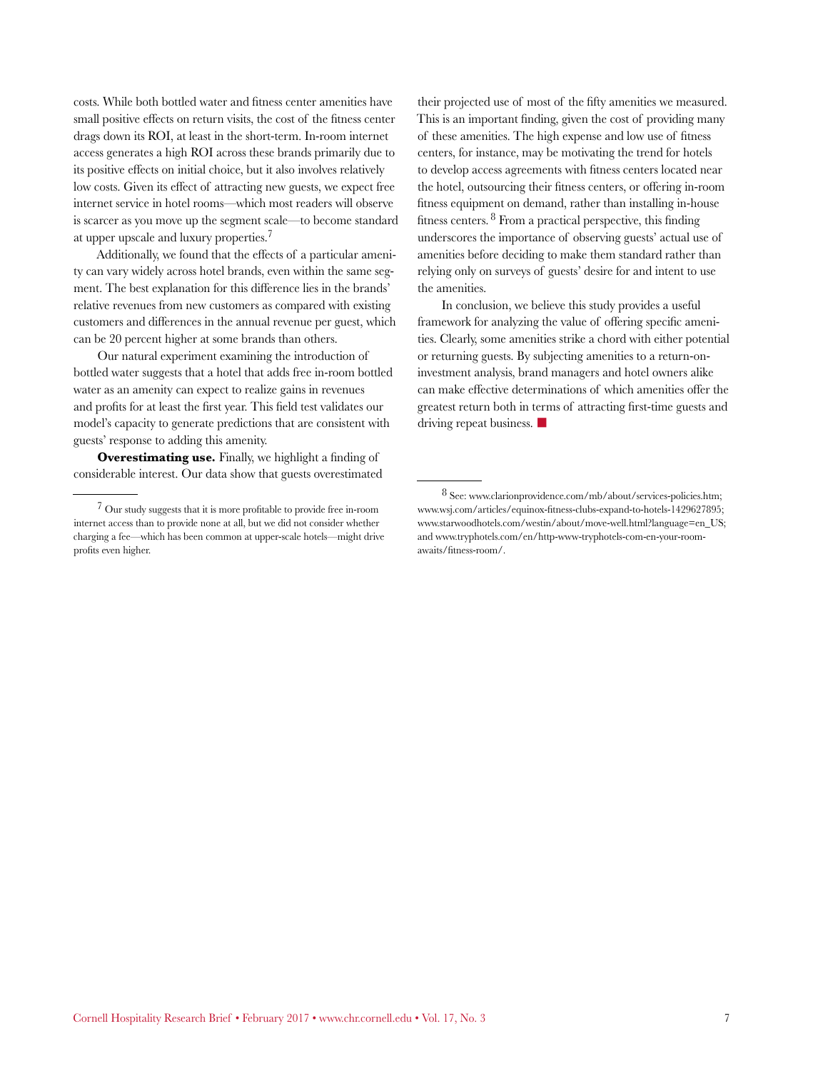costs. While both bottled water and fitness center amenities have small positive effects on return visits, the cost of the fitness center drags down its ROI, at least in the short-term. In-room internet access generates a high ROI across these brands primarily due to its positive effects on initial choice, but it also involves relatively low costs. Given its effect of attracting new guests, we expect free internet service in hotel rooms—which most readers will observe is scarcer as you move up the segment scale—to become standard at upper upscale and luxury properties.[7]

Additionally, we found that the effects of a particular amenity can vary widely across hotel brands, even within the same segment. The best explanation for this difference lies in the brands' relative revenues from new customers as compared with existing customers and differences in the annual revenue per guest, which can be 20 percent higher at some brands than others.

Our natural experiment examining the introduction of bottled water suggests that a hotel that adds free in-room bottled water as an amenity can expect to realize gains in revenues and profits for at least the first year. This field test validates our model's capacity to generate predictions that are consistent with guests' response to adding this amenity.

**Overestimating use.** Finally, we highlight a finding of considerable interest. Our data show that guests overestimated their projected use of most of the fifty amenities we measured. This is an important finding, given the cost of providing many of these amenities. The high expense and low use of fitness centers, for instance, may be motivating the trend for hotels to develop access agreements with fitness centers located near the hotel, outsourcing their fitness centers, or offering in-room fitness equipment on demand, rather than installing in-house fitness centers.[8] From a practical perspective, this finding underscores the importance of observing guests' actual use of amenities before deciding to make them standard rather than relying only on surveys of guests' desire for and intent to use the amenities.

In conclusion, we believe this study provides a useful framework for analyzing the value of offering specific amenities. Clearly, some amenities strike a chord with either potential or returning guests. By subjecting amenities to a return-on-investment analysis, brand managers and hotel owners alike can make effective determinations of which amenities offer the greatest return both in terms of attracting first-time guests and driving repeat business. ■

---

[7] Our study suggests that it is more profitable to provide free in-room internet access than to provide none at all, but we did not consider whether charging a fee—which has been common at upper-scale hotels—might drive profits even higher.

[8] See: www.clarionprovidence.com/mb/about/services-policies.htm; www.wsj.com/articles/equinox-fitness-clubs-expand-to-hotels-1429627895; www.starwoodhotels.com/westin/about/move-well.html?language=en_US; and www.tryphotels.com/en/http-www-tryphotels-com-en-your-room-awaits/fitness-room/.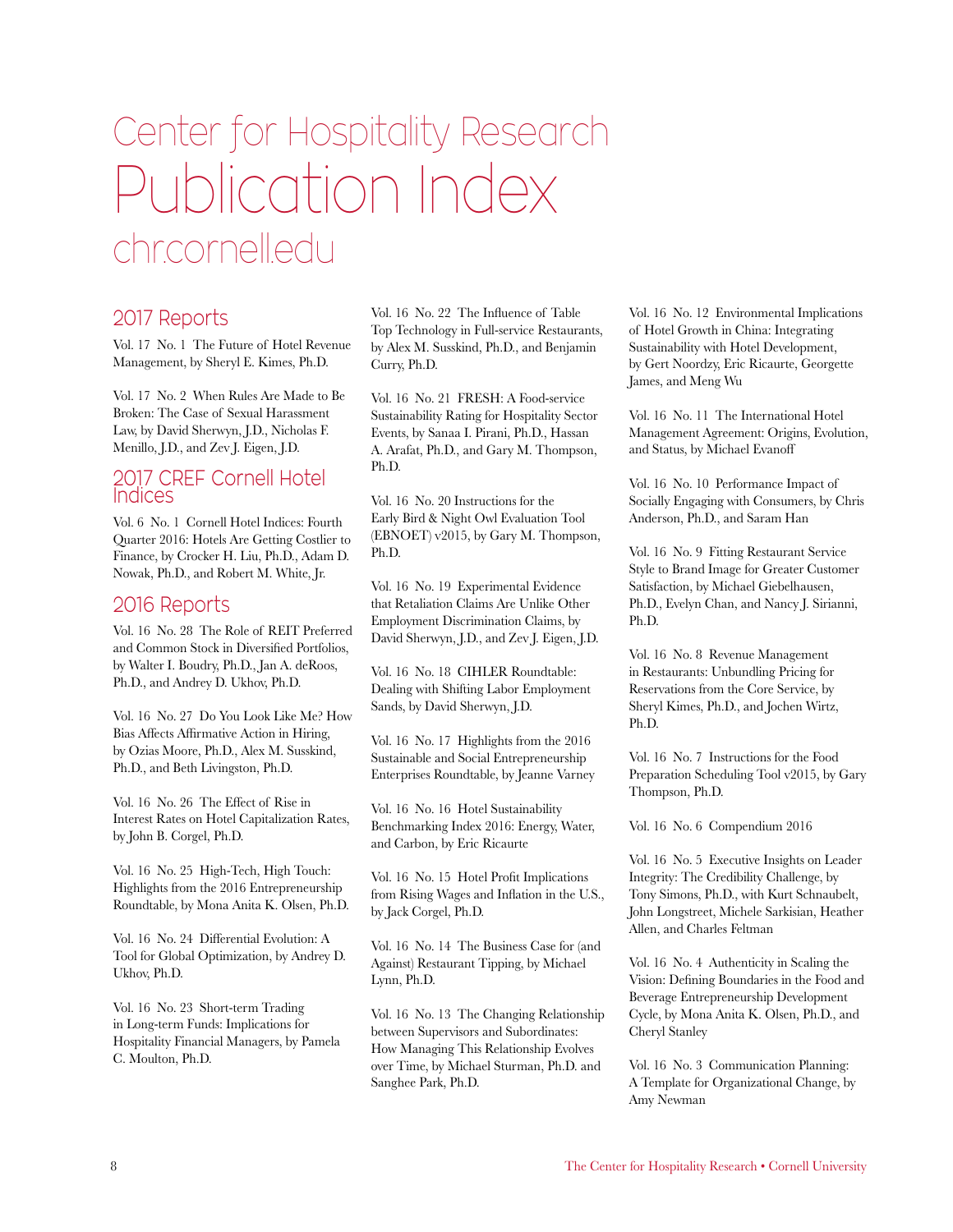# Center for Hospitality Research

# Publication Index

## chr.cornell.edu

## 2017 Reports

Vol. 17 No. 1 The Future of Hotel Revenue Management, by Sheryl E. Kimes, Ph.D.

Vol. 17 No. 2 When Rules Are Made to Be Broken: The Case of Sexual Harassment Law, by David Sherwyn, J.D., Nicholas F. Menillo, J.D., and Zev J. Eigen, J.D.

## 2017 CREF Cornell Hotel Indices

Vol. 6 No. 1 Cornell Hotel Indices: Fourth Quarter 2016: Hotels Are Getting Costlier to Finance, by Crocker H. Liu, Ph.D., Adam D. Nowak, Ph.D., and Robert M. White, Jr.

## 2016 Reports

Vol. 16 No. 28 The Role of REIT Preferred and Common Stock in Diversified Portfolios, by Walter I. Boudry, Ph.D., Jan A. deRoos, Ph.D., and Andrey D. Ukhov, Ph.D.

Vol. 16 No. 27 Do You Look Like Me? How Bias Affects Affirmative Action in Hiring, by Ozias Moore, Ph.D., Alex M. Susskind, Ph.D., and Beth Livingston, Ph.D.

Vol. 16 No. 26 The Effect of Rise in Interest Rates on Hotel Capitalization Rates, by John B. Corgel, Ph.D.

Vol. 16 No. 25 High-Tech, High Touch: Highlights from the 2016 Entrepreneurship Roundtable, by Mona Anita K. Olsen, Ph.D.

Vol. 16 No. 24 Differential Evolution: A Tool for Global Optimization, by Andrey D. Ukhov, Ph.D.

Vol. 16 No. 23 Short-term Trading in Long-term Funds: Implications for Hospitality Financial Managers, by Pamela C. Moulton, Ph.D.

Vol. 16 No. 22 The Influence of Table Top Technology in Full-service Restaurants, by Alex M. Susskind, Ph.D., and Benjamin Curry, Ph.D.

Vol. 16 No. 21 FRESH: A Food-service Sustainability Rating for Hospitality Sector Events, by Sanaa I. Pirani, Ph.D., Hassan A. Arafat, Ph.D., and Gary M. Thompson, Ph.D.

Vol. 16 No. 20 Instructions for the Early Bird & Night Owl Evaluation Tool (EBNOET) v2015, by Gary M. Thompson, Ph.D.

Vol. 16 No. 19 Experimental Evidence that Retaliation Claims Are Unlike Other Employment Discrimination Claims, by David Sherwyn, J.D., and Zev J. Eigen, J.D.

Vol. 16 No. 18 CIHLER Roundtable: Dealing with Shifting Labor Employment Sands, by David Sherwyn, J.D.

Vol. 16 No. 17 Highlights from the 2016 Sustainable and Social Entrepreneurship Enterprises Roundtable, by Jeanne Varney

Vol. 16 No. 16 Hotel Sustainability Benchmarking Index 2016: Energy, Water, and Carbon, by Eric Ricaurte

Vol. 16 No. 15 Hotel Profit Implications from Rising Wages and Inflation in the U.S., by Jack Corgel, Ph.D.

Vol. 16 No. 14 The Business Case for (and Against) Restaurant Tipping, by Michael Lynn, Ph.D.

Vol. 16 No. 13 The Changing Relationship between Supervisors and Subordinates: How Managing This Relationship Evolves over Time, by Michael Sturman, Ph.D. and Sanghee Park, Ph.D.

Vol. 16 No. 12 Environmental Implications of Hotel Growth in China: Integrating Sustainability with Hotel Development, by Gert Noordzy, Eric Ricaurte, Georgette James, and Meng Wu

Vol. 16 No. 11 The International Hotel Management Agreement: Origins, Evolution, and Status, by Michael Evanoff

Vol. 16 No. 10 Performance Impact of Socially Engaging with Consumers, by Chris Anderson, Ph.D., and Saram Han

Vol. 16 No. 9 Fitting Restaurant Service Style to Brand Image for Greater Customer Satisfaction, by Michael Giebelhausen, Ph.D., Evelyn Chan, and Nancy J. Sirianni, Ph.D.

Vol. 16 No. 8 Revenue Management in Restaurants: Unbundling Pricing for Reservations from the Core Service, by Sheryl Kimes, Ph.D., and Jochen Wirtz, Ph.D.

Vol. 16 No. 7 Instructions for the Food Preparation Scheduling Tool v2015, by Gary Thompson, Ph.D.

Vol. 16 No. 6 Compendium 2016

Vol. 16 No. 5 Executive Insights on Leader Integrity: The Credibility Challenge, by Tony Simons, Ph.D., with Kurt Schnaubelt, John Longstreet, Michele Sarkisian, Heather Allen, and Charles Feltman

Vol. 16 No. 4 Authenticity in Scaling the Vision: Defining Boundaries in the Food and Beverage Entrepreneurship Development Cycle, by Mona Anita K. Olsen, Ph.D., and Cheryl Stanley

Vol. 16 No. 3 Communication Planning: A Template for Organizational Change, by Amy Newman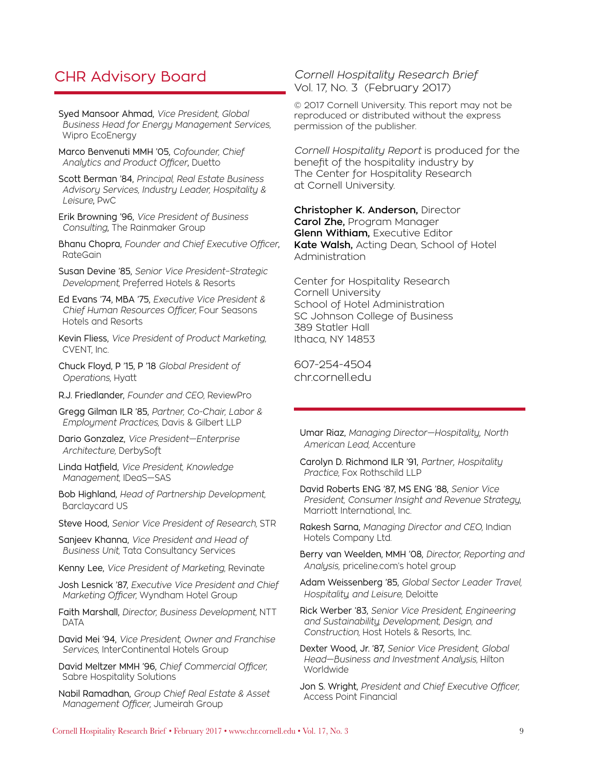## CHR Advisory Board

Syed Mansoor Ahmad, *Vice President, Global Business Head for Energy Management Services,* Wipro EcoEnergy

Marco Benvenuti MMH '05, *Cofounder, Chief Analytics and Product Officer*, Duetto

Scott Berman '84, *Principal, Real Estate Business Advisory Services, Industry Leader, Hospitality & Leisure*, PwC

Erik Browning '96, *Vice President of Business Consulting,* The Rainmaker Group

Bhanu Chopra, *Founder and Chief Executive Officer*, RateGain

Susan Devine '85, *Senior Vice President–Strategic Development,* Preferred Hotels & Resorts

Ed Evans '74, MBA '75, *Executive Vice President & Chief Human Resources Officer,* Four Seasons Hotels and Resorts

Kevin Fliess, *Vice President of Product Marketing,* CVENT, Inc.

Chuck Floyd, P '15, P '18 *Global President of Operations,* Hyatt

R.J. Friedlander, *Founder and CEO,* ReviewPro

Gregg Gilman ILR '85, *Partner, Co-Chair, Labor & Employment Practices,* Davis & Gilbert LLP

Dario Gonzalez, *Vice President—Enterprise Architecture,* DerbySoft

Linda Hatfield, *Vice President, Knowledge Management,* IDeaS—SAS

Bob Highland, *Head of Partnership Development,* Barclaycard US

Steve Hood, *Senior Vice President of Research,* STR

Sanjeev Khanna, *Vice President and Head of Business Unit,* Tata Consultancy Services

Kenny Lee, *Vice President of Marketing,* Revinate

Josh Lesnick '87, *Executive Vice President and Chief Marketing Officer,* Wyndham Hotel Group

Faith Marshall, *Director, Business Development,* NTT DATA

David Mei '94, *Vice President, Owner and Franchise Services,* InterContinental Hotels Group

David Meltzer MMH '96, *Chief Commercial Officer,* Sabre Hospitality Solutions

Nabil Ramadhan, *Group Chief Real Estate & Asset Management Officer,* Jumeirah Group

Umar Riaz, *Managing Director—Hospitality, North American Lead,* Accenture

Carolyn D. Richmond ILR '91, *Partner, Hospitality Practice,* Fox Rothschild LLP

David Roberts ENG '87, MS ENG '88, *Senior Vice President, Consumer Insight and Revenue Strategy,* Marriott International, Inc.

Rakesh Sarna, *Managing Director and CEO,* Indian Hotels Company Ltd.

Berry van Weelden, MMH '08, *Director, Reporting and Analysis,* priceline.com's hotel group

Adam Weissenberg '85, *Global Sector Leader Travel, Hospitality, and Leisure,* Deloitte

Rick Werber '83, *Senior Vice President, Engineering and Sustainability, Development, Design, and Construction,* Host Hotels & Resorts, Inc.

Dexter Wood, Jr. '87, *Senior Vice President, Global Head—Business and Investment Analysis,* Hilton Worldwide

Jon S. Wright, *President and Chief Executive Officer,* Access Point Financial

*Cornell Hospitality Research Brief*
Vol. 17, No. 3 (February 2017)

© 2017 Cornell University. This report may not be reproduced or distributed without the express permission of the publisher.

*Cornell Hospitality Report* is produced for the benefit of the hospitality industry by The Center for Hospitality Research at Cornell University.

**Christopher K. Anderson,** Director
**Carol Zhe,** Program Manager
**Glenn Withiam,** Executive Editor
**Kate Walsh,** Acting Dean, School of Hotel Administration

Center for Hospitality Research
Cornell University
School of Hotel Administration
SC Johnson College of Business
389 Statler Hall
Ithaca, NY 14853

607-254-4504
chr.cornell.edu